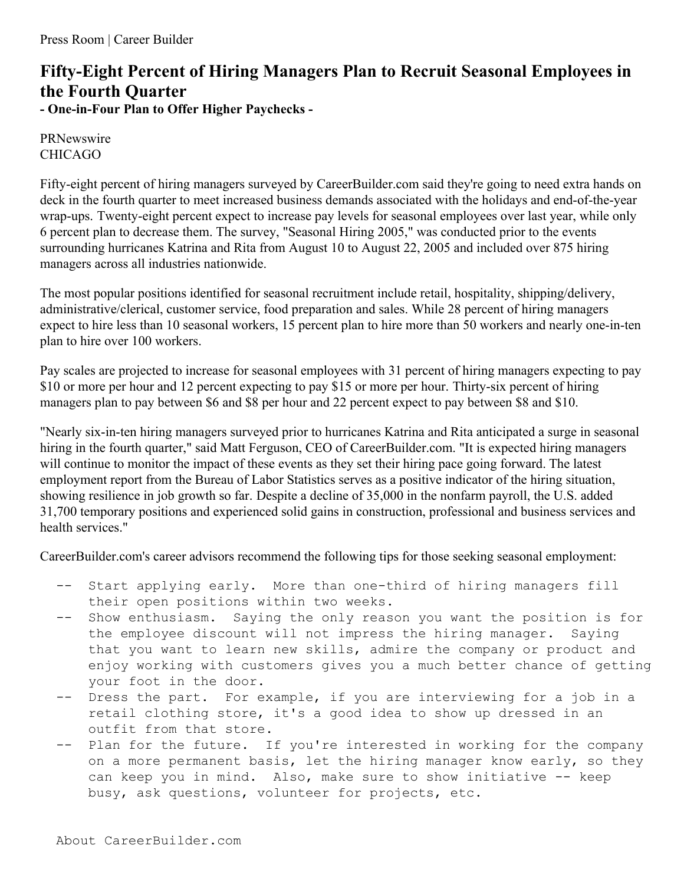Press Room | Career Builder

# Fifty-Eight Percent of Hiring Managers Plan to Recruit Seasonal Employees in the Fourth Quarter

**- One-in-Four Plan to Offer Higher Paychecks -**

PRNewswire
CHICAGO

Fifty-eight percent of hiring managers surveyed by CareerBuilder.com said they're going to need extra hands on deck in the fourth quarter to meet increased business demands associated with the holidays and end-of-the-year wrap-ups. Twenty-eight percent expect to increase pay levels for seasonal employees over last year, while only 6 percent plan to decrease them. The survey, "Seasonal Hiring 2005," was conducted prior to the events surrounding hurricanes Katrina and Rita from August 10 to August 22, 2005 and included over 875 hiring managers across all industries nationwide.

The most popular positions identified for seasonal recruitment include retail, hospitality, shipping/delivery, administrative/clerical, customer service, food preparation and sales. While 28 percent of hiring managers expect to hire less than 10 seasonal workers, 15 percent plan to hire more than 50 workers and nearly one-in-ten plan to hire over 100 workers.

Pay scales are projected to increase for seasonal employees with 31 percent of hiring managers expecting to pay $10 or more per hour and 12 percent expecting to pay $15 or more per hour. Thirty-six percent of hiring managers plan to pay between $6 and $8 per hour and 22 percent expect to pay between $8 and $10.

"Nearly six-in-ten hiring managers surveyed prior to hurricanes Katrina and Rita anticipated a surge in seasonal hiring in the fourth quarter," said Matt Ferguson, CEO of CareerBuilder.com. "It is expected hiring managers will continue to monitor the impact of these events as they set their hiring pace going forward. The latest employment report from the Bureau of Labor Statistics serves as a positive indicator of the hiring situation, showing resilience in job growth so far. Despite a decline of 35,000 in the nonfarm payroll, the U.S. added 31,700 temporary positions and experienced solid gains in construction, professional and business services and health services."

CareerBuilder.com's career advisors recommend the following tips for those seeking seasonal employment:

- Start applying early. More than one-third of hiring managers fill their open positions within two weeks.
- Show enthusiasm. Saying the only reason you want the position is for the employee discount will not impress the hiring manager. Saying that you want to learn new skills, admire the company or product and enjoy working with customers gives you a much better chance of getting your foot in the door.
- Dress the part. For example, if you are interviewing for a job in a retail clothing store, it's a good idea to show up dressed in an outfit from that store.
- Plan for the future. If you're interested in working for the company on a more permanent basis, let the hiring manager know early, so they can keep you in mind. Also, make sure to show initiative -- keep busy, ask questions, volunteer for projects, etc.

About CareerBuilder.com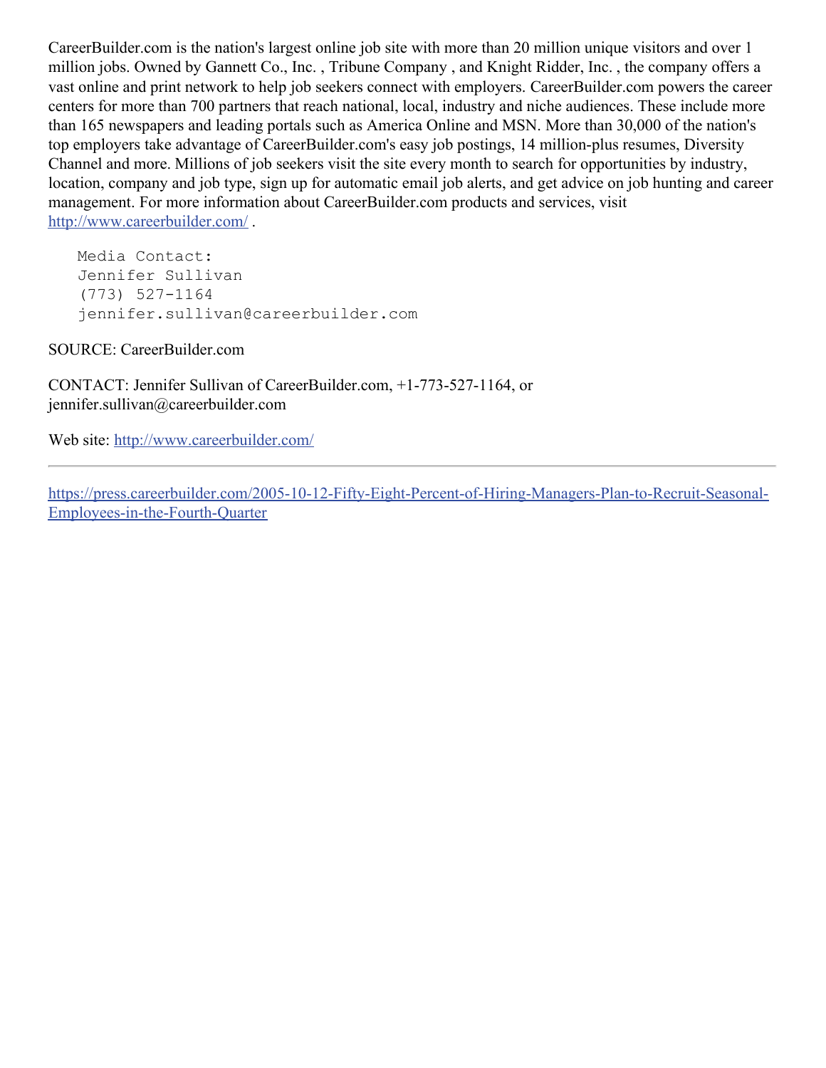CareerBuilder.com is the nation's largest online job site with more than 20 million unique visitors and over 1 million jobs. Owned by Gannett Co., Inc. , Tribune Company , and Knight Ridder, Inc. , the company offers a vast online and print network to help job seekers connect with employers. CareerBuilder.com powers the career centers for more than 700 partners that reach national, local, industry and niche audiences. These include more than 165 newspapers and leading portals such as America Online and MSN. More than 30,000 of the nation's top employers take advantage of CareerBuilder.com's easy job postings, 14 million-plus resumes, Diversity Channel and more. Millions of job seekers visit the site every month to search for opportunities by industry, location, company and job type, sign up for automatic email job alerts, and get advice on job hunting and career management. For more information about CareerBuilder.com products and services, visit http://www.careerbuilder.com/ .

```
Media Contact:
Jennifer Sullivan
(773) 527-1164
jennifer.sullivan@careerbuilder.com
```

SOURCE: CareerBuilder.com

CONTACT: Jennifer Sullivan of CareerBuilder.com, +1-773-527-1164, or jennifer.sullivan@careerbuilder.com

Web site: http://www.careerbuilder.com/

---

https://press.careerbuilder.com/2005-10-12-Fifty-Eight-Percent-of-Hiring-Managers-Plan-to-Recruit-Seasonal-Employees-in-the-Fourth-Quarter